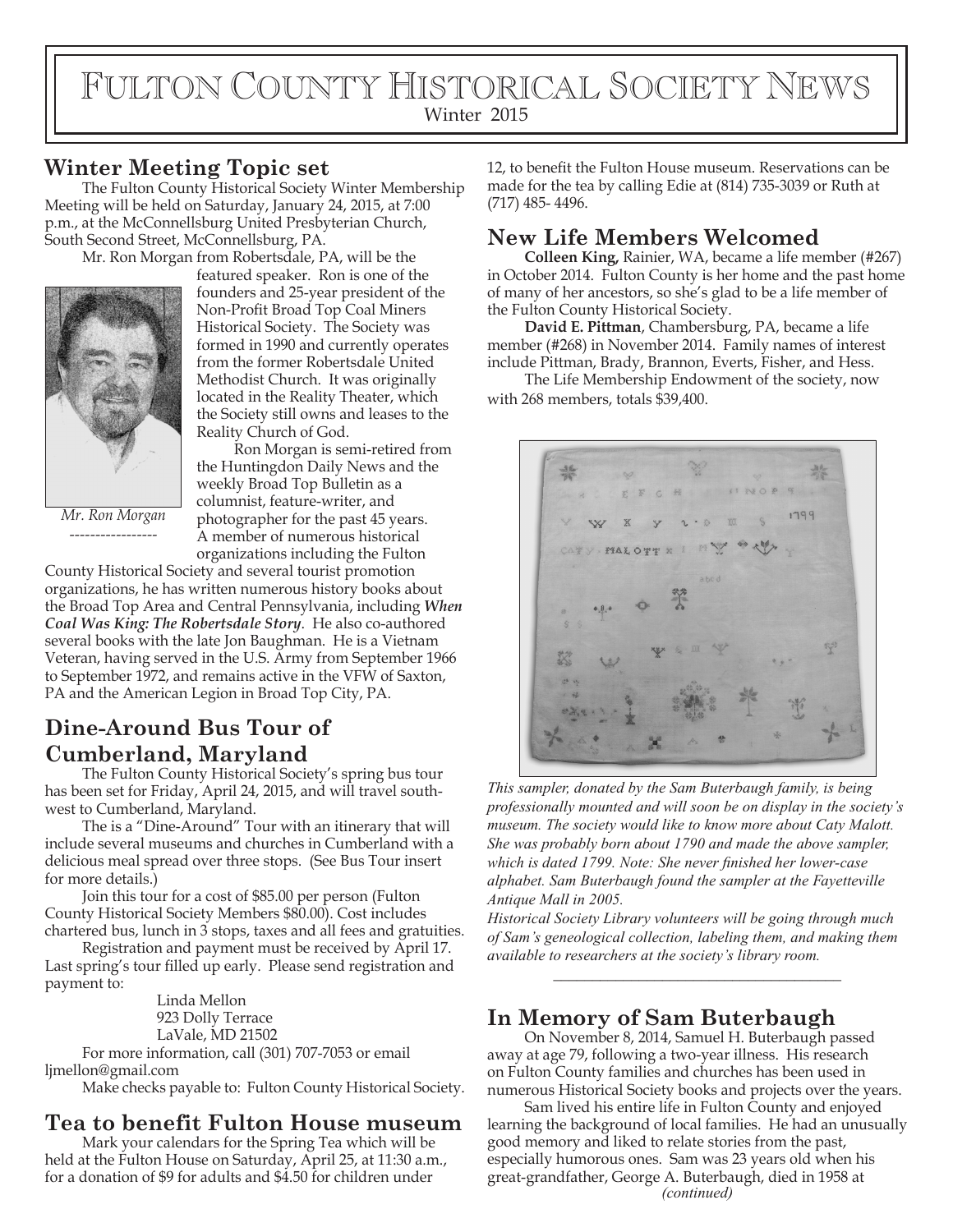# Fulton County Historical Society News

Winter 2015

## Winter Meeting Topic set

The Fulton County Historical Society Winter Membership Meeting will be held on Saturday, January 24, 2015, at 7:00 p.m., at the McConnellsburg United Presbyterian Church, South Second Street, McConnellsburg, PA.

Mr. Ron Morgan from Robertsdale, PA, will be the featured speaker. Ron is one of the founders and 25-year president of the Non-Profit Broad Top Coal Miners Historical Society. The Society was formed in 1990 and currently operates from the former Robertsdale United Methodist Church. It was originally located in the Reality Theater, which the Society still owns and leases to the Reality Church of God.

*Mr. Ron Morgan*

Ron Morgan is semi-retired from the Huntingdon Daily News and the weekly Broad Top Bulletin as a columnist, feature-writer, and photographer for the past 45 years. A member of numerous historical organizations including the Fulton County Historical Society and several tourist promotion organizations, he has written numerous history books about the Broad Top Area and Central Pennsylvania, including ***When Coal Was King: The Robertsdale Story***. He also co-authored several books with the late Jon Baughman. He is a Vietnam Veteran, having served in the U.S. Army from September 1966 to September 1972, and remains active in the VFW of Saxton, PA and the American Legion in Broad Top City, PA.

## Dine-Around Bus Tour of Cumberland, Maryland

The Fulton County Historical Society's spring bus tour has been set for Friday, April 24, 2015, and will travel southwest to Cumberland, Maryland.

The is a "Dine-Around" Tour with an itinerary that will include several museums and churches in Cumberland with a delicious meal spread over three stops. (See Bus Tour insert for more details.)

Join this tour for a cost of $85.00 per person (Fulton County Historical Society Members $80.00). Cost includes chartered bus, lunch in 3 stops, taxes and all fees and gratuities.

Registration and payment must be received by April 17. Last spring's tour filled up early. Please send registration and payment to:

Linda Mellon
923 Dolly Terrace
LaVale, MD 21502

For more information, call (301) 707-7053 or email ljmellon@gmail.com

Make checks payable to: Fulton County Historical Society.

## Tea to benefit Fulton House museum

Mark your calendars for the Spring Tea which will be held at the Fulton House on Saturday, April 25, at 11:30 a.m., for a donation of $9 for adults and $4.50 for children under 12, to benefit the Fulton House museum. Reservations can be made for the tea by calling Edie at (814) 735-3039 or Ruth at (717) 485- 4496.

## New Life Members Welcomed

**Colleen King,** Rainier, WA, became a life member (#267) in October 2014. Fulton County is her home and the past home of many of her ancestors, so she's glad to be a life member of the Fulton County Historical Society.

**David E. Pittman**, Chambersburg, PA, became a life member (#268) in November 2014. Family names of interest include Pittman, Brady, Brannon, Everts, Fisher, and Hess.

The Life Membership Endowment of the society, now with 268 members, totals $39,400.

*This sampler, donated by the Sam Buterbaugh family, is being professionally mounted and will soon be on display in the society's museum. The society would like to know more about Caty Malott. She was probably born about 1790 and made the above sampler, which is dated 1799. Note: She never finished her lower-case alphabet. Sam Buterbaugh found the sampler at the Fayetteville Antique Mall in 2005.*

*Historical Society Library volunteers will be going through much of Sam's geneological collection, labeling them, and making them available to researchers at the society's library room.*

## In Memory of Sam Buterbaugh

On November 8, 2014, Samuel H. Buterbaugh passed away at age 79, following a two-year illness. His research on Fulton County families and churches has been used in numerous Historical Society books and projects over the years.

Sam lived his entire life in Fulton County and enjoyed learning the background of local families. He had an unusually good memory and liked to relate stories from the past, especially humorous ones. Sam was 23 years old when his great-grandfather, George A. Buterbaugh, died in 1958 at

*(continued)*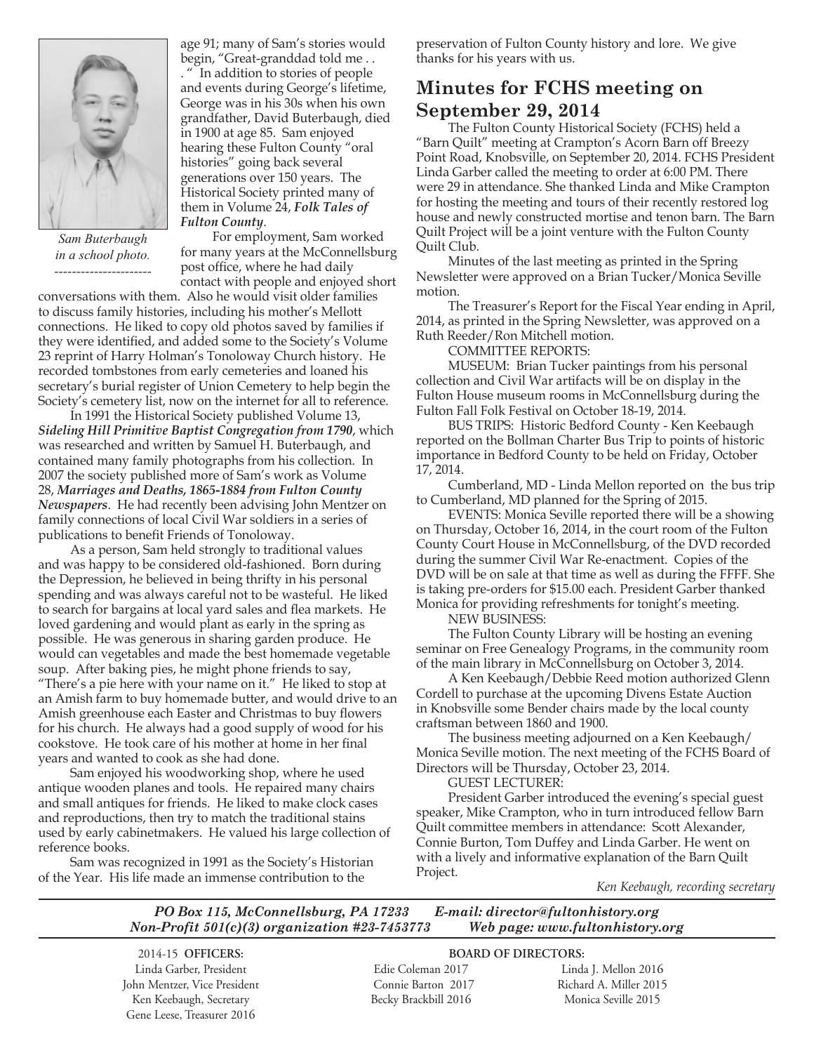*Sam Buterbaugh in a school photo.*

age 91; many of Sam's stories would begin, "Great-granddad told me . . . " In addition to stories of people and events during George's lifetime, George was in his 30s when his own grandfather, David Buterbaugh, died in 1900 at age 85. Sam enjoyed hearing these Fulton County "oral histories" going back several generations over 150 years. The Historical Society printed many of them in Volume 24, ***Folk Tales of Fulton County***.

For employment, Sam worked for many years at the McConnellsburg post office, where he had daily contact with people and enjoyed short conversations with them. Also he would visit older families to discuss family histories, including his mother's Mellott connections. He liked to copy old photos saved by families if they were identified, and added some to the Society's Volume 23 reprint of Harry Holman's Tonoloway Church history. He recorded tombstones from early cemeteries and loaned his secretary's burial register of Union Cemetery to help begin the Society's cemetery list, now on the internet for all to reference.

In 1991 the Historical Society published Volume 13, ***Sideling Hill Primitive Baptist Congregation from 1790***, which was researched and written by Samuel H. Buterbaugh, and contained many family photographs from his collection. In 2007 the society published more of Sam's work as Volume 28, ***Marriages and Deaths, 1865-1884 from Fulton County Newspapers***. He had recently been advising John Mentzer on family connections of local Civil War soldiers in a series of publications to benefit Friends of Tonoloway.

As a person, Sam held strongly to traditional values and was happy to be considered old-fashioned. Born during the Depression, he believed in being thrifty in his personal spending and was always careful not to be wasteful. He liked to search for bargains at local yard sales and flea markets. He loved gardening and would plant as early in the spring as possible. He was generous in sharing garden produce. He would can vegetables and made the best homemade vegetable soup. After baking pies, he might phone friends to say, "There's a pie here with your name on it." He liked to stop at an Amish farm to buy homemade butter, and would drive to an Amish greenhouse each Easter and Christmas to buy flowers for his church. He always had a good supply of wood for his cookstove. He took care of his mother at home in her final years and wanted to cook as she had done.

Sam enjoyed his woodworking shop, where he used antique wooden planes and tools. He repaired many chairs and small antiques for friends. He liked to make clock cases and reproductions, then try to match the traditional stains used by early cabinetmakers. He valued his large collection of reference books.

Sam was recognized in 1991 as the Society's Historian of the Year. His life made an immense contribution to the preservation of Fulton County history and lore. We give thanks for his years with us.

## Minutes for FCHS meeting on September 29, 2014

The Fulton County Historical Society (FCHS) held a "Barn Quilt" meeting at Crampton's Acorn Barn off Breezy Point Road, Knobsville, on September 20, 2014. FCHS President Linda Garber called the meeting to order at 6:00 PM. There were 29 in attendance. She thanked Linda and Mike Crampton for hosting the meeting and tours of their recently restored log house and newly constructed mortise and tenon barn. The Barn Quilt Project will be a joint venture with the Fulton County Quilt Club.

Minutes of the last meeting as printed in the Spring Newsletter were approved on a Brian Tucker/Monica Seville motion.

The Treasurer's Report for the Fiscal Year ending in April, 2014, as printed in the Spring Newsletter, was approved on a Ruth Reeder/Ron Mitchell motion.

COMMITTEE REPORTS:

MUSEUM: Brian Tucker paintings from his personal collection and Civil War artifacts will be on display in the Fulton House museum rooms in McConnellsburg during the Fulton Fall Folk Festival on October 18-19, 2014.

BUS TRIPS: Historic Bedford County - Ken Keebaugh reported on the Bollman Charter Bus Trip to points of historic importance in Bedford County to be held on Friday, October 17, 2014.

Cumberland, MD - Linda Mellon reported on the bus trip to Cumberland, MD planned for the Spring of 2015.

EVENTS: Monica Seville reported there will be a showing on Thursday, October 16, 2014, in the court room of the Fulton County Court House in McConnellsburg, of the DVD recorded during the summer Civil War Re-enactment. Copies of the DVD will be on sale at that time as well as during the FFFF. She is taking pre-orders for $15.00 each. President Garber thanked Monica for providing refreshments for tonight's meeting.

NEW BUSINESS:

The Fulton County Library will be hosting an evening seminar on Free Genealogy Programs, in the community room of the main library in McConnellsburg on October 3, 2014.

A Ken Keebaugh/Debbie Reed motion authorized Glenn Cordell to purchase at the upcoming Divens Estate Auction in Knobsville some Bender chairs made by the local county craftsman between 1860 and 1900.

The business meeting adjourned on a Ken Keebaugh/ Monica Seville motion. The next meeting of the FCHS Board of Directors will be Thursday, October 23, 2014.

GUEST LECTURER:

President Garber introduced the evening's special guest speaker, Mike Crampton, who in turn introduced fellow Barn Quilt committee members in attendance: Scott Alexander, Connie Burton, Tom Duffey and Linda Garber. He went on with a lively and informative explanation of the Barn Quilt Project.

*Ken Keebaugh, recording secretary*

***PO Box 115, McConnellsburg, PA 17233 E-mail: director@fultonhistory.org***
***Non-Profit 501(c)(3) organization #23-7453773 Web page: www.fultonhistory.org***

2014-15 **OFFICERS:**
Linda Garber, President
John Mentzer, Vice President
Ken Keebaugh, Secretary
Gene Leese, Treasurer 2016

**BOARD OF DIRECTORS:**
Edie Coleman 2017
Connie Barton 2017
Becky Brackbill 2016
Linda J. Mellon 2016
Richard A. Miller 2015
Monica Seville 2015